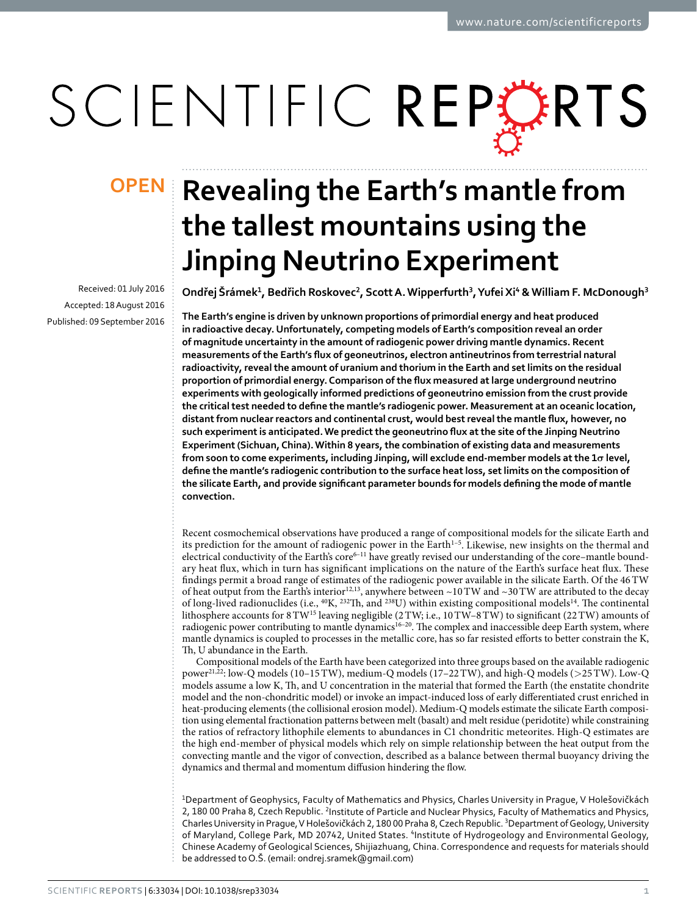OPEN

# Revealing the Earth's mantle from the tallest mountains using the Jinping Neutrino Experiment

Received: 01 July 2016

Accepted: 18 August 2016

Published: 09 September 2016

**Ondřej Šrámek[1], Bedřich Roskovec[2], Scott A. Wipperfurth[3], Yufei Xi[4] & William F. McDonough[3]**

**The Earth's engine is driven by unknown proportions of primordial energy and heat produced in radioactive decay. Unfortunately, competing models of Earth's composition reveal an order of magnitude uncertainty in the amount of radiogenic power driving mantle dynamics. Recent measurements of the Earth's flux of geoneutrinos, electron antineutrinos from terrestrial natural radioactivity, reveal the amount of uranium and thorium in the Earth and set limits on the residual proportion of primordial energy. Comparison of the flux measured at large underground neutrino experiments with geologically informed predictions of geoneutrino emission from the crust provide the critical test needed to define the mantle's radiogenic power. Measurement at an oceanic location, distant from nuclear reactors and continental crust, would best reveal the mantle flux, however, no such experiment is anticipated. We predict the geoneutrino flux at the site of the Jinping Neutrino Experiment (Sichuan, China). Within 8 years, the combination of existing data and measurements from soon to come experiments, including Jinping, will exclude end-member models at the 1$\sigma$ level, define the mantle's radiogenic contribution to the surface heat loss, set limits on the composition of the silicate Earth, and provide significant parameter bounds for models defining the mode of mantle convection.**

Recent cosmochemical observations have produced a range of compositional models for the silicate Earth and its prediction for the amount of radiogenic power in the Earth[1–5]. Likewise, new insights on the thermal and electrical conductivity of the Earth's core[6–11] have greatly revised our understanding of the core–mantle boundary heat flux, which in turn has significant implications on the nature of the Earth's surface heat flux. These findings permit a broad range of estimates of the radiogenic power available in the silicate Earth. Of the 46 TW of heat output from the Earth's interior[12,13], anywhere between ~10 TW and ~30 TW are attributed to the decay of long-lived radionuclides (i.e., $^{40}$K, $^{232}$Th, and $^{238}$U) within existing compositional models[14]. The continental lithosphere accounts for 8 TW[15] leaving negligible (2 TW; i.e., 10 TW–8 TW) to significant (22 TW) amounts of radiogenic power contributing to mantle dynamics[16–20]. The complex and inaccessible deep Earth system, where mantle dynamics is coupled to processes in the metallic core, has so far resisted efforts to better constrain the K, Th, U abundance in the Earth.

Compositional models of the Earth have been categorized into three groups based on the available radiogenic power[21,22]: low-Q models (10–15 TW), medium-Q models (17–22 TW), and high-Q models (>25 TW). Low-Q models assume a low K, Th, and U concentration in the material that formed the Earth (the enstatite chondrite model and the non-chondritic model) or invoke an impact-induced loss of early differentiated crust enriched in heat-producing elements (the collisional erosion model). Medium-Q models estimate the silicate Earth composition using elemental fractionation patterns between melt (basalt) and melt residue (peridotite) while constraining the ratios of refractory lithophile elements to abundances in C1 chondritic meteorites. High-Q estimates are the high end-member of physical models which rely on simple relationship between the heat output from the convecting mantle and the vigor of convection, described as a balance between thermal buoyancy driving the dynamics and thermal and momentum diffusion hindering the flow.

[1]Department of Geophysics, Faculty of Mathematics and Physics, Charles University in Prague, V Holešovičkách 2, 180 00 Praha 8, Czech Republic. [2]Institute of Particle and Nuclear Physics, Faculty of Mathematics and Physics, Charles University in Prague, V Holešovičkách 2, 180 00 Praha 8, Czech Republic. [3]Department of Geology, University of Maryland, College Park, MD 20742, United States. [4]Institute of Hydrogeology and Environmental Geology, Chinese Academy of Geological Sciences, Shijiazhuang, China. Correspondence and requests for materials should be addressed to O.Š. (email: ondrej.sramek@gmail.com)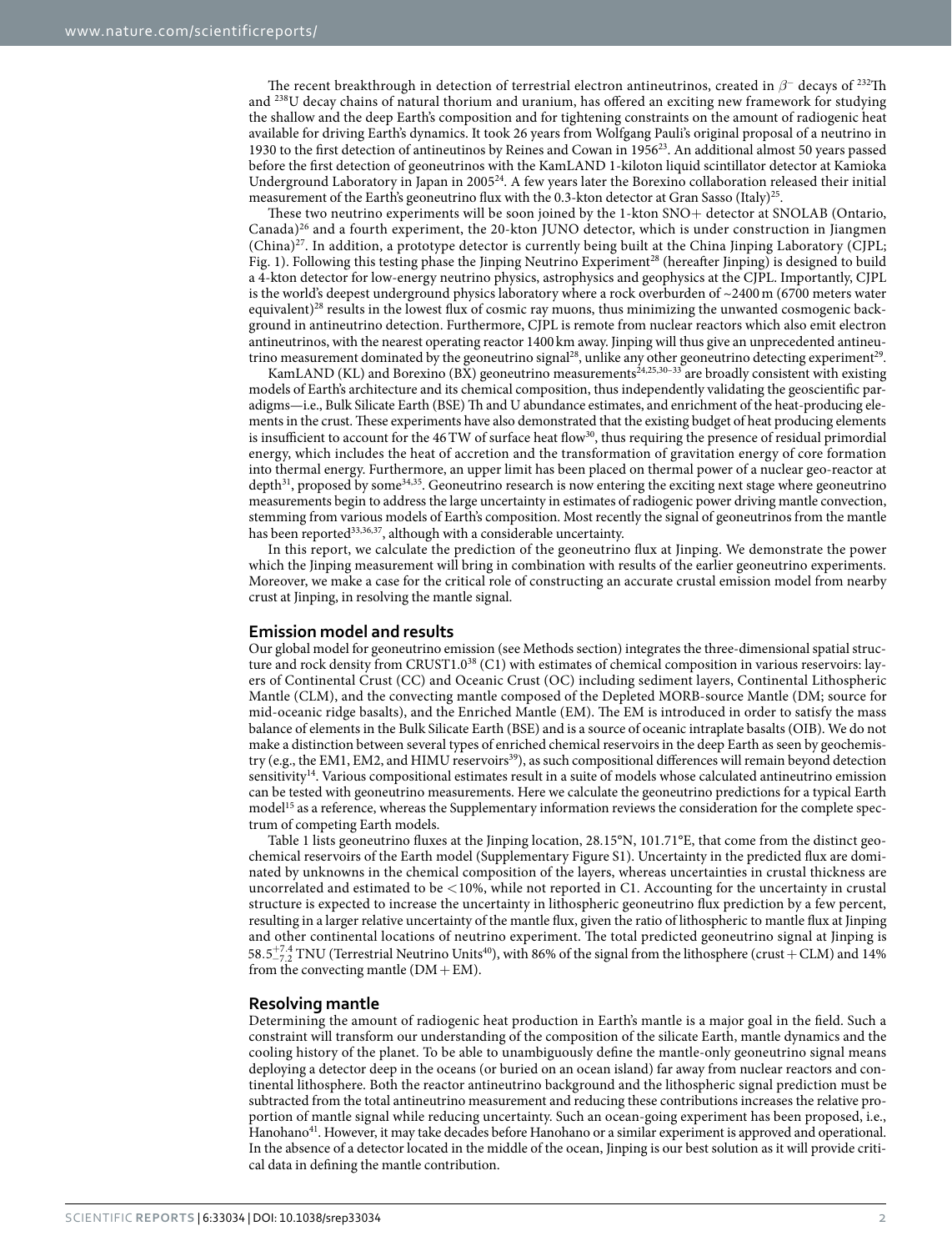The recent breakthrough in detection of terrestrial electron antineutrinos, created in $\beta^-$ decays of $^{232}$Th and $^{238}$U decay chains of natural thorium and uranium, has offered an exciting new framework for studying the shallow and the deep Earth's composition and for tightening constraints on the amount of radiogenic heat available for driving Earth's dynamics. It took 26 years from Wolfgang Pauli's original proposal of a neutrino in 1930 to the first detection of antineutinos by Reines and Cowan in 1956[23]. An additional almost 50 years passed before the first detection of geoneutrinos with the KamLAND 1-kiloton liquid scintillator detector at Kamioka Underground Laboratory in Japan in 2005[24]. A few years later the Borexino collaboration released their initial measurement of the Earth's geoneutrino flux with the 0.3-kton detector at Gran Sasso (Italy)[25].

These two neutrino experiments will be soon joined by the 1-kton SNO+ detector at SNOLAB (Ontario, Canada)[26] and a fourth experiment, the 20-kton JUNO detector, which is under construction in Jiangmen (China)[27]. In addition, a prototype detector is currently being built at the China Jinping Laboratory (CJPL; Fig. 1). Following this testing phase the Jinping Neutrino Experiment[28] (hereafter Jinping) is designed to build a 4-kton detector for low-energy neutrino physics, astrophysics and geophysics at the CJPL. Importantly, CJPL is the world's deepest underground physics laboratory where a rock overburden of ~2400 m (6700 meters water equivalent)[28] results in the lowest flux of cosmic ray muons, thus minimizing the unwanted cosmogenic background in antineutrino detection. Furthermore, CJPL is remote from nuclear reactors which also emit electron antineutrinos, with the nearest operating reactor 1400 km away. Jinping will thus give an unprecedented antineutrino measurement dominated by the geoneutrino signal[28], unlike any other geoneutrino detecting experiment[29].

KamLAND (KL) and Borexino (BX) geoneutrino measurements[24,25,30–33] are broadly consistent with existing models of Earth's architecture and its chemical composition, thus independently validating the geoscientific paradigms—i.e., Bulk Silicate Earth (BSE) Th and U abundance estimates, and enrichment of the heat-producing elements in the crust. These experiments have also demonstrated that the existing budget of heat producing elements is insufficient to account for the 46 TW of surface heat flow[30], thus requiring the presence of residual primordial energy, which includes the heat of accretion and the transformation of gravitation energy of core formation into thermal energy. Furthermore, an upper limit has been placed on thermal power of a nuclear geo-reactor at depth[31], proposed by some[34,35]. Geoneutrino research is now entering the exciting next stage where geoneutrino measurements begin to address the large uncertainty in estimates of radiogenic power driving mantle convection, stemming from various models of Earth's composition. Most recently the signal of geoneutrinos from the mantle has been reported[33,36,37], although with a considerable uncertainty.

In this report, we calculate the prediction of the geoneutrino flux at Jinping. We demonstrate the power which the Jinping measurement will bring in combination with results of the earlier geoneutrino experiments. Moreover, we make a case for the critical role of constructing an accurate crustal emission model from nearby crust at Jinping, in resolving the mantle signal.

## Emission model and results

Our global model for geoneutrino emission (see Methods section) integrates the three-dimensional spatial structure and rock density from CRUST1.0[38] (C1) with estimates of chemical composition in various reservoirs: layers of Continental Crust (CC) and Oceanic Crust (OC) including sediment layers, Continental Lithospheric Mantle (CLM), and the convecting mantle composed of the Depleted MORB-source Mantle (DM; source for mid-oceanic ridge basalts), and the Enriched Mantle (EM). The EM is introduced in order to satisfy the mass balance of elements in the Bulk Silicate Earth (BSE) and is a source of oceanic intraplate basalts (OIB). We do not make a distinction between several types of enriched chemical reservoirs in the deep Earth as seen by geochemistry (e.g., the EM1, EM2, and HIMU reservoirs[39]), as such compositional differences will remain beyond detection sensitivity[14]. Various compositional estimates result in a suite of models whose calculated antineutrino emission can be tested with geoneutrino measurements. Here we calculate the geoneutrino predictions for a typical Earth model[15] as a reference, whereas the Supplementary information reviews the consideration for the complete spectrum of competing Earth models.

Table 1 lists geoneutrino fluxes at the Jinping location, 28.15°N, 101.71°E, that come from the distinct geochemical reservoirs of the Earth model (Supplementary Figure S1). Uncertainty in the predicted flux are dominated by unknowns in the chemical composition of the layers, whereas uncertainties in crustal thickness are uncorrelated and estimated to be <10%, while not reported in C1. Accounting for the uncertainty in crustal structure is expected to increase the uncertainty in lithospheric geoneutrino flux prediction by a few percent, resulting in a larger relative uncertainty of the mantle flux, given the ratio of lithospheric to mantle flux at Jinping and other continental locations of neutrino experiment. The total predicted geoneutrino signal at Jinping is $58.5^{+7.4}_{-7.2}$ TNU (Terrestrial Neutrino Units[40]), with 86% of the signal from the lithosphere (crust + CLM) and 14% from the convecting mantle (DM + EM).

## Resolving mantle

Determining the amount of radiogenic heat production in Earth's mantle is a major goal in the field. Such a constraint will transform our understanding of the composition of the silicate Earth, mantle dynamics and the cooling history of the planet. To be able to unambiguously define the mantle-only geoneutrino signal means deploying a detector deep in the oceans (or buried on an ocean island) far away from nuclear reactors and continental lithosphere. Both the reactor antineutrino background and the lithospheric signal prediction must be subtracted from the total antineutrino measurement and reducing these contributions increases the relative proportion of mantle signal while reducing uncertainty. Such an ocean-going experiment has been proposed, i.e., Hanohano[41]. However, it may take decades before Hanohano or a similar experiment is approved and operational. In the absence of a detector located in the middle of the ocean, Jinping is our best solution as it will provide critical data in defining the mantle contribution.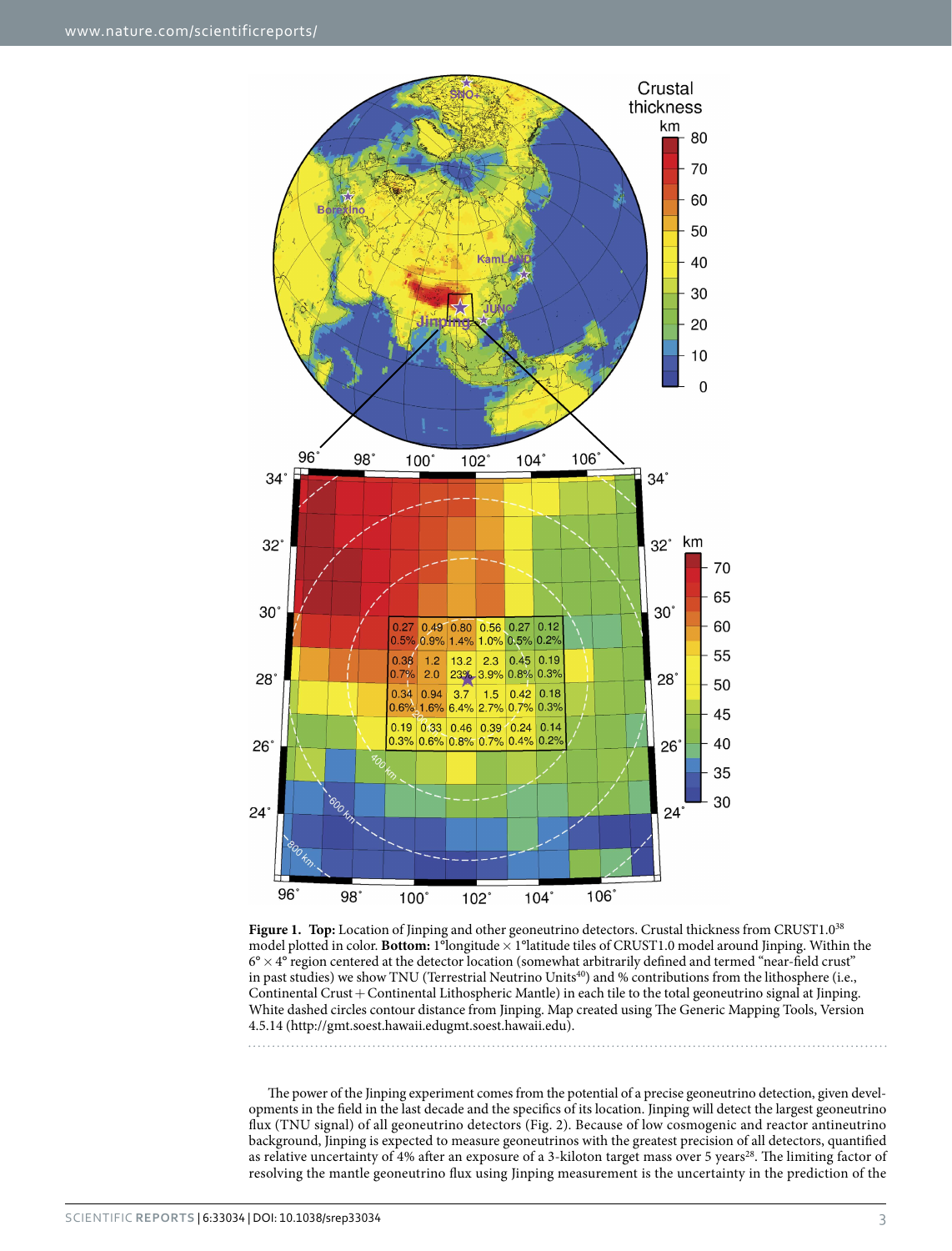**Figure 1.** **Top:** Location of Jinping and other geoneutrino detectors. Crustal thickness from CRUST1.0[38] model plotted in color. **Bottom:** 1°longitude × 1°latitude tiles of CRUST1.0 model around Jinping. Within the 6° × 4° region centered at the detector location (somewhat arbitrarily defined and termed "near-field crust" in past studies) we show TNU (Terrestrial Neutrino Units[40]) and % contributions from the lithosphere (i.e., Continental Crust + Continental Lithospheric Mantle) in each tile to the total geoneutrino signal at Jinping. White dashed circles contour distance from Jinping. Map created using The Generic Mapping Tools, Version 4.5.14 (http://gmt.soest.hawaii.edugmt.soest.hawaii.edu).

The power of the Jinping experiment comes from the potential of a precise geoneutrino detection, given developments in the field in the last decade and the specifics of its location. Jinping will detect the largest geoneutrino flux (TNU signal) of all geoneutrino detectors (Fig. 2). Because of low cosmogenic and reactor antineutrino background, Jinping is expected to measure geoneutrinos with the greatest precision of all detectors, quantified as relative uncertainty of 4% after an exposure of a 3-kiloton target mass over 5 years[28]. The limiting factor of resolving the mantle geoneutrino flux using Jinping measurement is the uncertainty in the prediction of the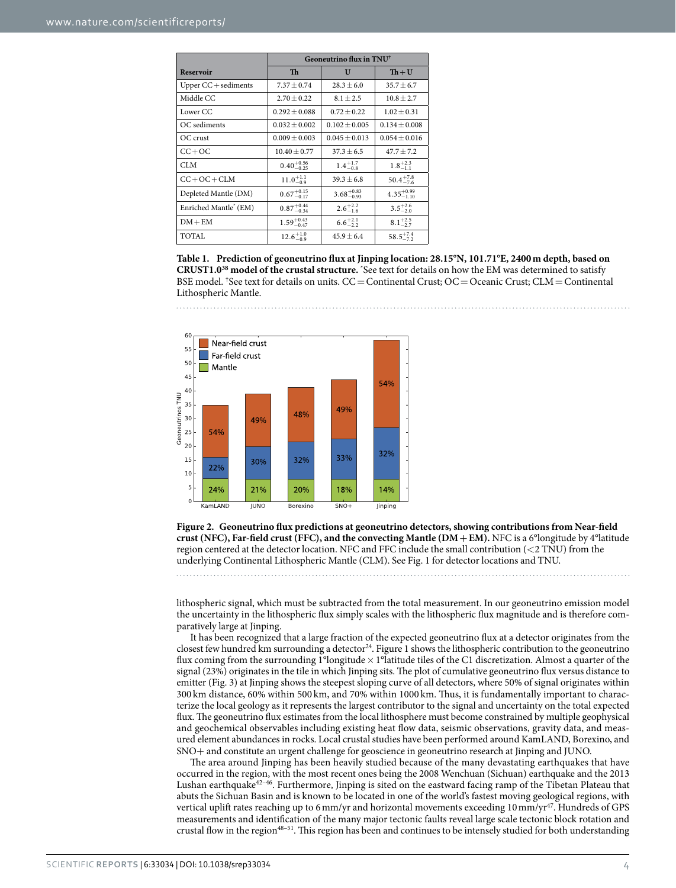| Reservoir | Geoneutrino flux in TNU† | | |
|---|---|---|---|
| | Th | U | Th + U |
| Upper CC + sediments | $7.37 \pm 0.74$ | $28.3 \pm 6.0$ | $35.7 \pm 6.7$ |
| Middle CC | $2.70 \pm 0.22$ | $8.1 \pm 2.5$ | $10.8 \pm 2.7$ |
| Lower CC | $0.292 \pm 0.088$ | $0.72 \pm 0.22$ | $1.02 \pm 0.31$ |
| OC sediments | $0.032 \pm 0.002$ | $0.102 \pm 0.005$ | $0.134 \pm 0.008$ |
| OC crust | $0.009 \pm 0.003$ | $0.045 \pm 0.013$ | $0.054 \pm 0.016$ |
| CC + OC | $10.40 \pm 0.77$ | $37.3 \pm 6.5$ | $47.7 \pm 7.2$ |
| CLM | $0.40^{+0.56}_{-0.25}$ | $1.4^{+1.7}_{-0.8}$ | $1.8^{+2.3}_{-1.1}$ |
| CC + OC + CLM | $11.0^{+1.1}_{-0.9}$ | $39.3 \pm 6.8$ | $50.4^{+7.8}_{-7.6}$ |
| Depleted Mantle (DM) | $0.67^{+0.15}_{-0.17}$ | $3.68^{+0.83}_{-0.93}$ | $4.35^{+0.99}_{-1.10}$ |
| Enriched Mantle* (EM) | $0.87^{+0.44}_{-0.34}$ | $2.6^{+2.2}_{-1.6}$ | $3.5^{+2.6}_{-2.0}$ |
| DM + EM | $1.59^{+0.43}_{-0.47}$ | $6.6^{+2.1}_{-2.2}$ | $8.1^{+2.5}_{-2.7}$ |
| TOTAL | $12.6^{+1.0}_{-0.9}$ | $45.9 \pm 6.4$ | $58.5^{+7.4}_{-7.2}$ |

**Table 1. Prediction of geoneutrino flux at Jinping location: 28.15°N, 101.71°E, 2400 m depth, based on CRUST1.0[38] model of the crustal structure.** *See text for details on how the EM was determined to satisfy BSE model. †See text for details on units. CC = Continental Crust; OC = Oceanic Crust; CLM = Continental Lithospheric Mantle.

**Figure 2. Geoneutrino flux predictions at geoneutrino detectors, showing contributions from Near-field crust (NFC), Far-field crust (FFC), and the convecting Mantle (DM + EM).** NFC is a 6°longitude by 4°latitude region centered at the detector location. NFC and FFC include the small contribution (<2 TNU) from the underlying Continental Lithospheric Mantle (CLM). See Fig. 1 for detector locations and TNU.

lithospheric signal, which must be subtracted from the total measurement. In our geoneutrino emission model the uncertainty in the lithospheric flux simply scales with the lithospheric flux magnitude and is therefore comparatively large at Jinping.

It has been recognized that a large fraction of the expected geoneutrino flux at a detector originates from the closest few hundred km surrounding a detector[24]. Figure 1 shows the lithospheric contribution to the geoneutrino flux coming from the surrounding 1°longitude × 1°latitude tiles of the C1 discretization. Almost a quarter of the signal (23%) originates in the tile in which Jinping sits. The plot of cumulative geoneutrino flux versus distance to emitter (Fig. 3) at Jinping shows the steepest sloping curve of all detectors, where 50% of signal originates within 300 km distance, 60% within 500 km, and 70% within 1000 km. Thus, it is fundamentally important to characterize the local geology as it represents the largest contributor to the signal and uncertainty on the total expected flux. The geoneutrino flux estimates from the local lithosphere must become constrained by multiple geophysical and geochemical observables including existing heat flow data, seismic observations, gravity data, and measured element abundances in rocks. Local crustal studies have been performed around KamLAND, Borexino, and SNO+ and constitute an urgent challenge for geoscience in geoneutrino research at Jinping and JUNO.

The area around Jinping has been heavily studied because of the many devastating earthquakes that have occurred in the region, with the most recent ones being the 2008 Wenchuan (Sichuan) earthquake and the 2013 Lushan earthquake[42–46]. Furthermore, Jinping is sited on the eastward facing ramp of the Tibetan Plateau that abuts the Sichuan Basin and is known to be located in one of the world's fastest moving geological regions, with vertical uplift rates reaching up to 6 mm/yr and horizontal movements exceeding 10 mm/yr[47]. Hundreds of GPS measurements and identification of the many major tectonic faults reveal large scale tectonic block rotation and crustal flow in the region[48–51]. This region has been and continues to be intensely studied for both understanding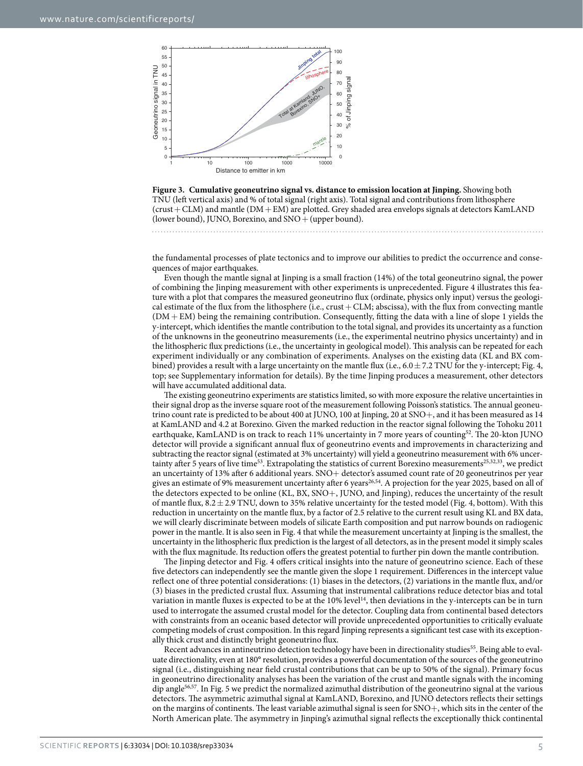**Figure 3. Cumulative geoneutrino signal vs. distance to emission location at Jinping.** Showing both TNU (left vertical axis) and % of total signal (right axis). Total signal and contributions from lithosphere (crust + CLM) and mantle (DM + EM) are plotted. Grey shaded area envelops signals at detectors KamLAND (lower bound), JUNO, Borexino, and SNO+ (upper bound).

the fundamental processes of plate tectonics and to improve our abilities to predict the occurrence and consequences of major earthquakes.

Even though the mantle signal at Jinping is a small fraction (14%) of the total geoneutrino signal, the power of combining the Jinping measurement with other experiments is unprecedented. Figure 4 illustrates this feature with a plot that compares the measured geoneutrino flux (ordinate, physics only input) versus the geological estimate of the flux from the lithosphere (i.e., crust + CLM; abscissa), with the flux from convecting mantle (DM + EM) being the remaining contribution. Consequently, fitting the data with a line of slope 1 yields the y-intercept, which identifies the mantle contribution to the total signal, and provides its uncertainty as a function of the unknowns in the geoneutrino measurements (i.e., the experimental neutrino physics uncertainty) and in the lithospheric flux predictions (i.e., the uncertainty in geological model). This analysis can be repeated for each experiment individually or any combination of experiments. Analyses on the existing data (KL and BX combined) provides a result with a large uncertainty on the mantle flux (i.e., $6.0 \pm 7.2$ TNU for the y-intercept; Fig. 4, top; see Supplementary information for details). By the time Jinping produces a measurement, other detectors will have accumulated additional data.

The existing geoneutrino experiments are statistics limited, so with more exposure the relative uncertainties in their signal drop as the inverse square root of the measurement following Poisson's statistics. The annual geoneutrino count rate is predicted to be about 400 at JUNO, 100 at Jinping, 20 at SNO+, and it has been measured as 14 at KamLAND and 4.2 at Borexino. Given the marked reduction in the reactor signal following the Tohoku 2011 earthquake, KamLAND is on track to reach 11% uncertainty in 7 more years of counting[52]. The 20-kton JUNO detector will provide a significant annual flux of geoneutrino events and improvements in characterizing and subtracting the reactor signal (estimated at 3% uncertainty) will yield a geoneutrino measurement with 6% uncertainty after 5 years of live time[53]. Extrapolating the statistics of current Borexino measurements[25,32,33], we predict an uncertainty of 13% after 6 additional years. SNO+ detector's assumed count rate of 20 geoneutrinos per year gives an estimate of 9% measurement uncertainty after 6 years[26,54]. A projection for the year 2025, based on all of the detectors expected to be online (KL, BX, SNO+, JUNO, and Jinping), reduces the uncertainty of the result of mantle flux, $8.2 \pm 2.9$ TNU, down to 35% relative uncertainty for the tested model (Fig. 4, bottom). With this reduction in uncertainty on the mantle flux, by a factor of 2.5 relative to the current result using KL and BX data, we will clearly discriminate between models of silicate Earth composition and put narrow bounds on radiogenic power in the mantle. It is also seen in Fig. 4 that while the measurement uncertainty at Jinping is the smallest, the uncertainty in the lithospheric flux prediction is the largest of all detectors, as in the present model it simply scales with the flux magnitude. Its reduction offers the greatest potential to further pin down the mantle contribution.

The Jinping detector and Fig. 4 offers critical insights into the nature of geoneutrino science. Each of these five detectors can independently see the mantle given the slope 1 requirement. Differences in the intercept value reflect one of three potential considerations: (1) biases in the detectors, (2) variations in the mantle flux, and/or (3) biases in the predicted crustal flux. Assuming that instrumental calibrations reduce detector bias and total variation in mantle fluxes is expected to be at the 10% level[14], then deviations in the y-intercepts can be in turn used to interrogate the assumed crustal model for the detector. Coupling data from continental based detectors with constraints from an oceanic based detector will provide unprecedented opportunities to critically evaluate competing models of crust composition. In this regard Jinping represents a significant test case with its exceptionally thick crust and distinctly bright geoneutrino flux.

Recent advances in antineutrino detection technology have been in directionality studies[55]. Being able to evaluate directionality, even at 180° resolution, provides a powerful documentation of the sources of the geoneutrino signal (i.e., distinguishing near field crustal contributions that can be up to 50% of the signal). Primary focus in geoneutrino directionality analyses has been the variation of the crust and mantle signals with the incoming dip angle[56,57]. In Fig. 5 we predict the normalized azimuthal distribution of the geoneutrino signal at the various detectors. The asymmetric azimuthal signal at KamLAND, Borexino, and JUNO detectors reflects their settings on the margins of continents. The least variable azimuthal signal is seen for SNO+, which sits in the center of the North American plate. The asymmetry in Jinping's azimuthal signal reflects the exceptionally thick continental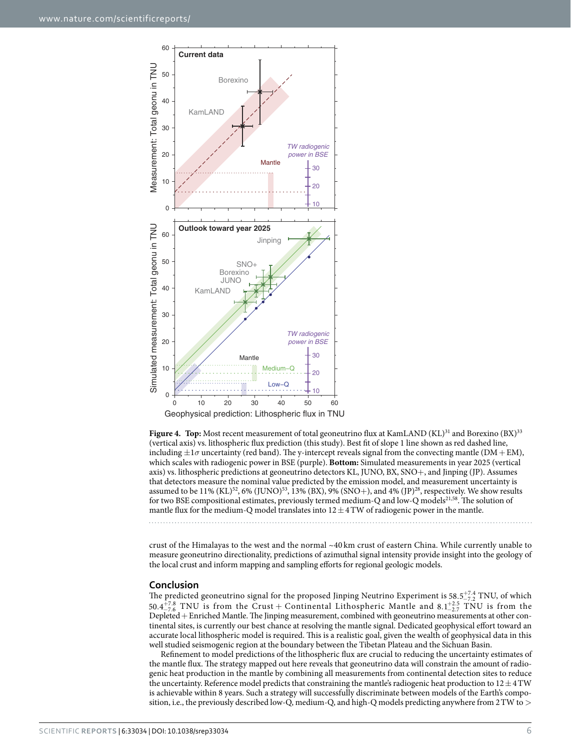**Figure 4. Top:** Most recent measurement of total geoneutrino flux at KamLAND (KL)[31] and Borexino (BX)[33] (vertical axis) vs. lithospheric flux prediction (this study). Best fit of slope 1 line shown as red dashed line, including $\pm 1\sigma$ uncertainty (red band). The y-intercept reveals signal from the convecting mantle (DM + EM), which scales with radiogenic power in BSE (purple). **Bottom:** Simulated measurements in year 2025 (vertical axis) vs. lithospheric predictions at geoneutrino detectors KL, JUNO, BX, SNO+, and Jinping (JP). Assumes that detectors measure the nominal value predicted by the emission model, and measurement uncertainty is assumed to be 11% (KL)[52], 6% (JUNO)[53], 13% (BX), 9% (SNO+), and 4% (JP)[28], respectively. We show results for two BSE compositional estimates, previously termed medium-Q and low-Q models[21,58]. The solution of mantle flux for the medium-Q model translates into $12 \pm 4$ TW of radiogenic power in the mantle.

crust of the Himalayas to the west and the normal ~40 km crust of eastern China. While currently unable to measure geoneutrino directionality, predictions of azimuthal signal intensity provide insight into the geology of the local crust and inform mapping and sampling efforts for regional geologic models.

## Conclusion

The predicted geoneutrino signal for the proposed Jinping Neutrino Experiment is $58.5^{+7.4}_{-7.2}$ TNU, of which $50.4^{+7.8}_{-7.6}$ TNU is from the Crust + Continental Lithospheric Mantle and $8.1^{+2.5}_{-2.7}$ TNU is from the Depleted + Enriched Mantle. The Jinping measurement, combined with geoneutrino measurements at other continental sites, is currently our best chance at resolving the mantle signal. Dedicated geophysical effort toward an accurate local lithospheric model is required. This is a realistic goal, given the wealth of geophysical data in this well studied seismogenic region at the boundary between the Tibetan Plateau and the Sichuan Basin.

Refinement to model predictions of the lithospheric flux are crucial to reducing the uncertainty estimates of the mantle flux. The strategy mapped out here reveals that geoneutrino data will constrain the amount of radiogenic heat production in the mantle by combining all measurements from continental detection sites to reduce the uncertainty. Reference model predicts that constraining the mantle's radiogenic heat production to $12 \pm 4$ TW is achievable within 8 years. Such a strategy will successfully discriminate between models of the Earth's composition, i.e., the previously described low-Q, medium-Q, and high-Q models predicting anywhere from 2 TW to >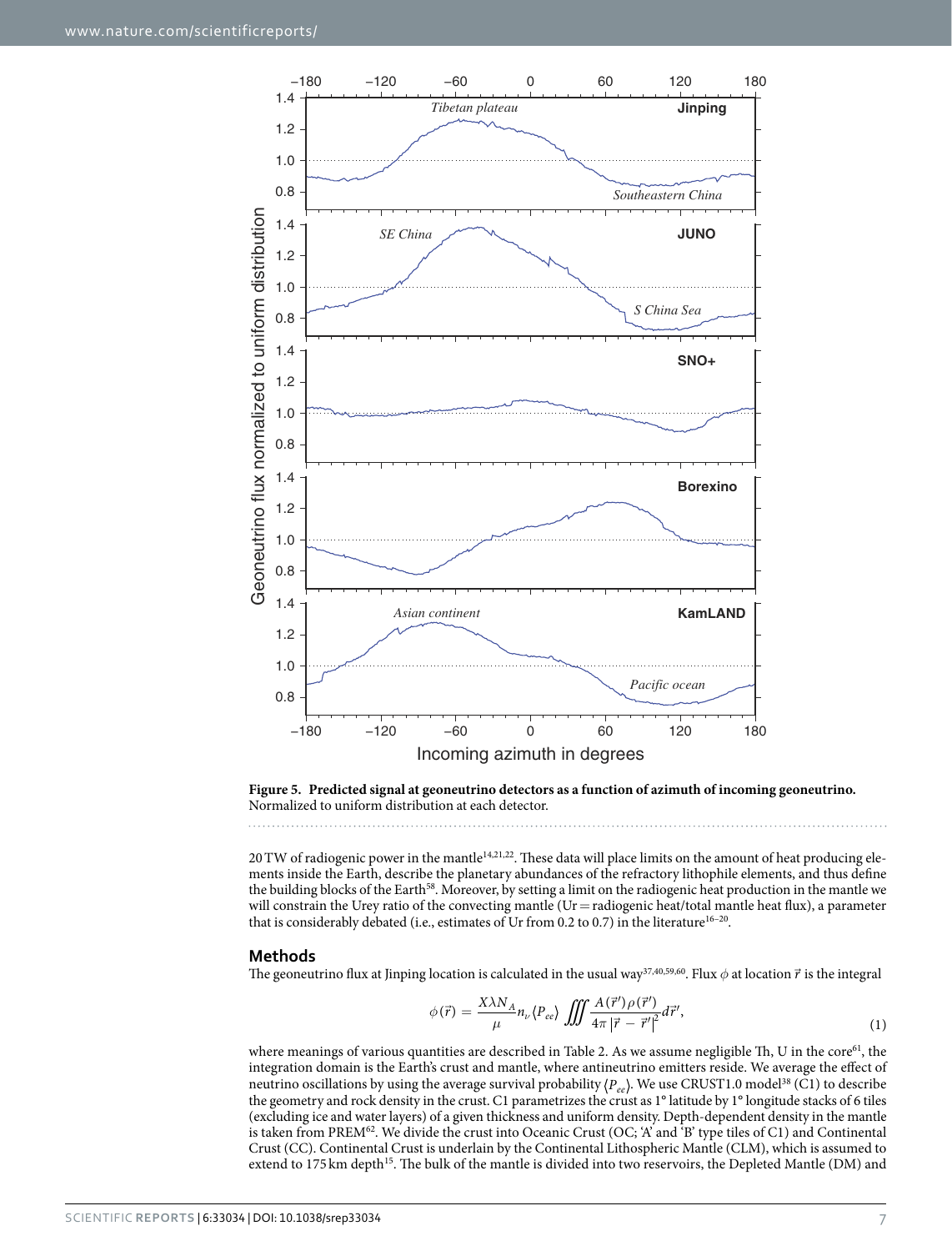**Figure 5. Predicted signal at geoneutrino detectors as a function of azimuth of incoming geoneutrino.** Normalized to uniform distribution at each detector.

20 TW of radiogenic power in the mantle[14,21,22]. These data will place limits on the amount of heat producing elements inside the Earth, describe the planetary abundances of the refractory lithophile elements, and thus define the building blocks of the Earth[58]. Moreover, by setting a limit on the radiogenic heat production in the mantle we will constrain the Urey ratio of the convecting mantle (Ur = radiogenic heat/total mantle heat flux), a parameter that is considerably debated (i.e., estimates of Ur from 0.2 to 0.7) in the literature[16–20].

## Methods

The geoneutrino flux at Jinping location is calculated in the usual way[37,40,59,60]. Flux $\phi$ at location $\vec{r}$ is the integral

$$\phi(\vec{r}) = \frac{X\lambda N_A}{\mu} n_\nu \langle P_{ee} \rangle \iiint \frac{A(\vec{r}')\rho(\vec{r}')}{4\pi |\vec{r} - \vec{r}'|^2} d\vec{r}', \tag{1}$$

where meanings of various quantities are described in Table 2. As we assume negligible Th, U in the core[61], the integration domain is the Earth's crust and mantle, where antineutrino emitters reside. We average the effect of neutrino oscillations by using the average survival probability $\langle P_{ee} \rangle$. We use CRUST1.0 model[38] (C1) to describe the geometry and rock density in the crust. C1 parametrizes the crust as 1° latitude by 1° longitude stacks of 6 tiles (excluding ice and water layers) of a given thickness and uniform density. Depth-dependent density in the mantle is taken from PREM[62]. We divide the crust into Oceanic Crust (OC; 'A' and 'B' type tiles of C1) and Continental Crust (CC). Continental Crust is underlain by the Continental Lithospheric Mantle (CLM), which is assumed to extend to 175 km depth[15]. The bulk of the mantle is divided into two reservoirs, the Depleted Mantle (DM) and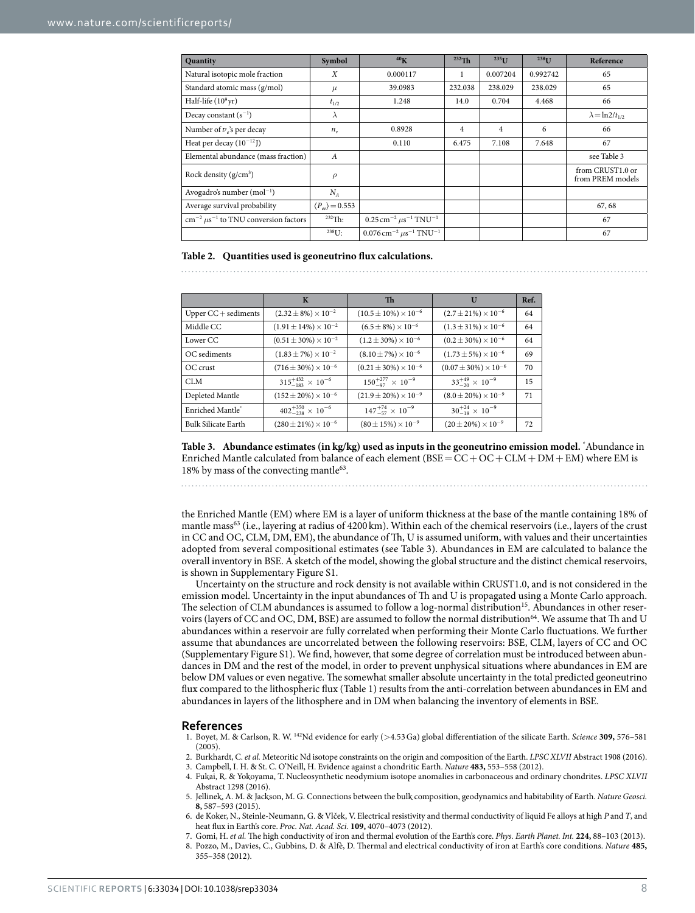| Quantity | Symbol | $^{40}$K | $^{232}$Th | $^{235}$U | $^{238}$U | Reference |
|---|---|---|---|---|---|---|
| Natural isotopic mole fraction | $X$ | 0.000117 | 1 | 0.007204 | 0.992742 | 65 |
| Standard atomic mass (g/mol) | $\mu$ | 39.0983 | 232.038 | 238.029 | 238.029 | 65 |
| Half-life ($10^9$yr) | $t_{1/2}$ | 1.248 | 14.0 | 0.704 | 4.468 | 66 |
| Decay constant ($s^{-1}$) | $\lambda$ | | | | | $\lambda = \ln 2/t_{1/2}$ |
| Number of $\bar{\nu}_e$'s per decay | $n_\nu$ | 0.8928 | 4 | 4 | 6 | 66 |
| Heat per decay ($10^{-12}$J) | | 0.110 | 6.475 | 7.108 | 7.648 | 67 |
| Elemental abundance (mass fraction) | $A$ | | | | | see Table 3 |
| Rock density (g/cm$^3$) | $\rho$ | | | | | from CRUST1.0 or from PREM models |
| Avogadro's number (mol$^{-1}$) | $N_A$ | | | | | |
| Average survival probability | $\langle P_{ee} \rangle = 0.553$ | | | | | 67, 68 |
| cm$^{-2}$ $\mu$s$^{-1}$ to TNU conversion factors | $^{232}$Th: | 0.25 cm$^{-2}$ $\mu$s$^{-1}$ TNU$^{-1}$ | | | | 67 |
| | $^{238}$U: | 0.076 cm$^{-2}$ $\mu$s$^{-1}$ TNU$^{-1}$ | | | | 67 |

**Table 2. Quantities used is geoneutrino flux calculations.**

| | K | Th | U | Ref. |
|---|---|---|---|---|
| Upper CC + sediments | $(2.32 \pm 8\%) \times 10^{-2}$ | $(10.5 \pm 10\%) \times 10^{-6}$ | $(2.7 \pm 21\%) \times 10^{-6}$ | 64 |
| Middle CC | $(1.91 \pm 14\%) \times 10^{-2}$ | $(6.5 \pm 8\%) \times 10^{-6}$ | $(1.3 \pm 31\%) \times 10^{-6}$ | 64 |
| Lower CC | $(0.51 \pm 30\%) \times 10^{-2}$ | $(1.2 \pm 30\%) \times 10^{-6}$ | $(0.2 \pm 30\%) \times 10^{-6}$ | 64 |
| OC sediments | $(1.83 \pm 7\%) \times 10^{-2}$ | $(8.10 \pm 7\%) \times 10^{-6}$ | $(1.73 \pm 5\%) \times 10^{-6}$ | 69 |
| OC crust | $(716 \pm 30\%) \times 10^{-6}$ | $(0.21 \pm 30\%) \times 10^{-6}$ | $(0.07 \pm 30\%) \times 10^{-6}$ | 70 |
| CLM | $315^{+432}_{-183} \times 10^{-6}$ | $150^{+277}_{-97} \times 10^{-9}$ | $33^{+49}_{-20} \times 10^{-9}$ | 15 |
| Depleted Mantle | $(152 \pm 20\%) \times 10^{-6}$ | $(21.9 \pm 20\%) \times 10^{-9}$ | $(8.0 \pm 20\%) \times 10^{-9}$ | 71 |
| Enriched Mantle* | $402^{+350}_{-238} \times 10^{-6}$ | $147^{+74}_{-57} \times 10^{-9}$ | $30^{+24}_{-18} \times 10^{-9}$ | |
| Bulk Silicate Earth | $(280 \pm 21\%) \times 10^{-6}$ | $(80 \pm 15\%) \times 10^{-9}$ | $(20 \pm 20\%) \times 10^{-9}$ | 72 |

**Table 3. Abundance estimates (in kg/kg) used as inputs in the geoneutrino emission model.** *Abundance in Enriched Mantle calculated from balance of each element (BSE = CC + OC + CLM + DM + EM) where EM is 18% by mass of the convecting mantle[63].

the Enriched Mantle (EM) where EM is a layer of uniform thickness at the base of the mantle containing 18% of mantle mass[63] (i.e., layering at radius of 4200 km). Within each of the chemical reservoirs (i.e., layers of the crust in CC and OC, CLM, DM, EM), the abundance of Th, U is assumed uniform, with values and their uncertainties adopted from several compositional estimates (see Table 3). Abundances in EM are calculated to balance the overall inventory in BSE. A sketch of the model, showing the global structure and the distinct chemical reservoirs, is shown in Supplementary Figure S1.

Uncertainty on the structure and rock density is not available within CRUST1.0, and is not considered in the emission model. Uncertainty in the input abundances of Th and U is propagated using a Monte Carlo approach. The selection of CLM abundances is assumed to follow a log-normal distribution[15]. Abundances in other reservoirs (layers of CC and OC, DM, BSE) are assumed to follow the normal distribution[64]. We assume that Th and U abundances within a reservoir are fully correlated when performing their Monte Carlo fluctuations. We further assume that abundances are uncorrelated between the following reservoirs: BSE, CLM, layers of CC and OC (Supplementary Figure S1). We find, however, that some degree of correlation must be introduced between abundances in DM and the rest of the model, in order to prevent unphysical situations where abundances in EM are below DM values or even negative. The somewhat smaller absolute uncertainty in the total predicted geoneutrino flux compared to the lithospheric flux (Table 1) results from the anti-correlation between abundances in EM and abundances in layers of the lithosphere and in DM when balancing the inventory of elements in BSE.

## References

1. Boyet, M. & Carlson, R. W. $^{142}$Nd evidence for early (>4.53 Ga) global differentiation of the silicate Earth. *Science* **309,** 576–581 (2005).
2. Burkhardt, C. *et al.* Meteoritic Nd isotope constraints on the origin and composition of the Earth. *LPSC XLVII* Abstract 1908 (2016).
3. Campbell, I. H. & St. C. O'Neill, H. Evidence against a chondritic Earth. *Nature* **483,** 553–558 (2012).
4. Fukai, R. & Yokoyama, T. Nucleosynthetic neodymium isotope anomalies in carbonaceous and ordinary chondrites. *LPSC XLVII* Abstract 1298 (2016).
5. Jellinek, A. M. & Jackson, M. G. Connections between the bulk composition, geodynamics and habitability of Earth. *Nature Geosci.* **8,** 587–593 (2015).
6. de Koker, N., Steinle-Neumann, G. & Vlček, V. Electrical resistivity and thermal conductivity of liquid Fe alloys at high *P* and *T*, and heat flux in Earth's core. *Proc. Nat. Acad. Sci.* **109,** 4070–4073 (2012).
7. Gomi, H. *et al.* The high conductivity of iron and thermal evolution of the Earth's core. *Phys. Earth Planet. Int.* **224,** 88–103 (2013).
8. Pozzo, M., Davies, C., Gubbins, D. & Alfè, D. Thermal and electrical conductivity of iron at Earth's core conditions. *Nature* **485,** 355–358 (2012).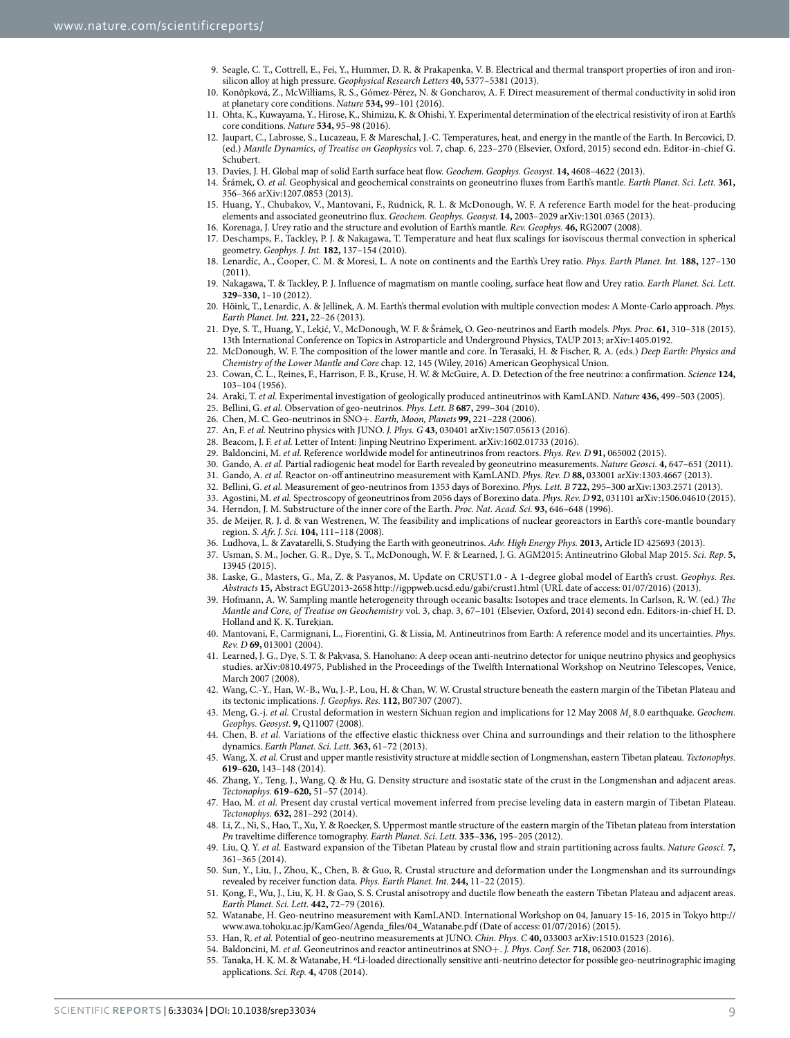9. Seagle, C. T., Cottrell, E., Fei, Y., Hummer, D. R. & Prakapenka, V. B. Electrical and thermal transport properties of iron and iron-silicon alloy at high pressure. *Geophysical Research Letters* **40,** 5377–5381 (2013).
10. Konôpková, Z., McWilliams, R. S., Gómez-Pérez, N. & Goncharov, A. F. Direct measurement of thermal conductivity in solid iron at planetary core conditions. *Nature* **534,** 99–101 (2016).
11. Ohta, K., Kuwayama, Y., Hirose, K., Shimizu, K. & Ohishi, Y. Experimental determination of the electrical resistivity of iron at Earth's core conditions. *Nature* **534,** 95–98 (2016).
12. Jaupart, C., Labrosse, S., Lucazeau, F. & Mareschal, J.-C. Temperatures, heat, and energy in the mantle of the Earth. In Bercovici, D. (ed.) *Mantle Dynamics, of Treatise on Geophysics* vol. 7, chap. 6, 223–270 (Elsevier, Oxford, 2015) second edn. Editor-in-chief G. Schubert.
13. Davies, J. H. Global map of solid Earth surface heat flow. *Geochem. Geophys. Geosyst.* **14,** 4608–4622 (2013).
14. Šrámek, O. *et al.* Geophysical and geochemical constraints on geoneutrino fluxes from Earth's mantle. *Earth Planet. Sci. Lett.* **361,** 356–366 arXiv:1207.0853 (2013).
15. Huang, Y., Chubakov, V., Mantovani, F., Rudnick, R. L. & McDonough, W. F. A reference Earth model for the heat-producing elements and associated geoneutrino flux. *Geochem. Geophys. Geosyst.* **14,** 2003–2029 arXiv:1301.0365 (2013).
16. Korenaga, J. Urey ratio and the structure and evolution of Earth's mantle. *Rev. Geophys.* **46,** RG2007 (2008).
17. Deschamps, F., Tackley, P. J. & Nakagawa, T. Temperature and heat flux scalings for isoviscous thermal convection in spherical geometry. *Geophys. J. Int.* **182,** 137–154 (2010).
18. Lenardic, A., Cooper, C. M. & Moresi, L. A note on continents and the Earth's Urey ratio. *Phys. Earth Planet. Int.* **188,** 127–130 (2011).
19. Nakagawa, T. & Tackley, P. J. Influence of magmatism on mantle cooling, surface heat flow and Urey ratio. *Earth Planet. Sci. Lett.* **329–330,** 1–10 (2012).
20. Höink, T., Lenardic, A. & Jellinek, A. M. Earth's thermal evolution with multiple convection modes: A Monte-Carlo approach. *Phys. Earth Planet. Int.* **221,** 22–26 (2013).
21. Dye, S. T., Huang, Y., Lekić, V., McDonough, W. F. & Šrámek, O. Geo-neutrinos and Earth models. *Phys. Proc.* **61,** 310–318 (2015). 13th International Conference on Topics in Astroparticle and Underground Physics, TAUP 2013; arXiv:1405.0192.
22. McDonough, W. F. The composition of the lower mantle and core. In Terasaki, H. & Fischer, R. A. (eds.) *Deep Earth: Physics and Chemistry of the Lower Mantle and Core* chap. 12, 145 (Wiley, 2016) American Geophysical Union.
23. Cowan, C. L., Reines, F., Harrison, F. B., Kruse, H. W. & McGuire, A. D. Detection of the free neutrino: a confirmation. *Science* **124,** 103–104 (1956).
24. Araki, T. *et al.* Experimental investigation of geologically produced antineutrinos with KamLAND. *Nature* **436,** 499–503 (2005).
25. Bellini, G. *et al.* Observation of geo-neutrinos. *Phys. Lett. B* **687,** 299–304 (2010).
26. Chen, M. C. Geo-neutrinos in SNO+. *Earth, Moon, Planets* **99,** 221–228 (2006).
27. An, F. *et al.* Neutrino physics with JUNO. *J. Phys. G* **43,** 030401 arXiv:1507.05613 (2016).
28. Beacom, J. F. *et al.* Letter of Intent: Jinping Neutrino Experiment. arXiv:1602.01733 (2016).
29. Baldoncini, M. *et al.* Reference worldwide model for antineutrinos from reactors. *Phys. Rev. D* **91,** 065002 (2015).
30. Gando, A. *et al.* Partial radiogenic heat model for Earth revealed by geoneutrino measurements. *Nature Geosci.* **4,** 647–651 (2011).
31. Gando, A. *et al.* Reactor on-off antineutrino measurement with KamLAND. *Phys. Rev. D* **88,** 033001 arXiv:1303.4667 (2013).
32. Bellini, G. *et al.* Measurement of geo-neutrinos from 1353 days of Borexino. *Phys. Lett. B* **722,** 295–300 arXiv:1303.2571 (2013).
33. Agostini, M. *et al.* Spectroscopy of geoneutrinos from 2056 days of Borexino data. *Phys. Rev. D* **92,** 031101 arXiv:1506.04610 (2015).
34. Herndon, J. M. Substructure of the inner core of the Earth. *Proc. Nat. Acad. Sci.* **93,** 646–648 (1996).
35. de Meijer, R. J. d. & van Westrenen, W. The feasibility and implications of nuclear georeactors in Earth's core-mantle boundary region. *S. Afr. J. Sci.* **104,** 111–118 (2008).
36. Ludhova, L. & Zavatarelli, S. Studying the Earth with geoneutrinos. *Adv. High Energy Phys.* **2013,** Article ID 425693 (2013).
37. Usman, S. M., Jocher, G. R., Dye, S. T., McDonough, W. F. & Learned, J. G. AGM2015: Antineutrino Global Map 2015. *Sci. Rep.* **5,** 13945 (2015).
38. Laske, G., Masters, G., Ma, Z. & Pasyanos, M. Update on CRUST1.0 - A 1-degree global model of Earth's crust. *Geophys. Res. Abstracts* **15,** Abstract EGU2013-2658 http://igppweb.ucsd.edu/gabi/crust1.html (URL date of access: 01/07/2016) (2013).
39. Hofmann, A. W. Sampling mantle heterogeneity through oceanic basalts: Isotopes and trace elements. In Carlson, R. W. (ed.) *The Mantle and Core, of Treatise on Geochemistry* vol. 3, chap. 3, 67–101 (Elsevier, Oxford, 2014) second edn. Editors-in-chief H. D. Holland and K. K. Turekian.
40. Mantovani, F., Carmignani, L., Fiorentini, G. & Lissia, M. Antineutrinos from Earth: A reference model and its uncertainties. *Phys. Rev. D* **69,** 013001 (2004).
41. Learned, J. G., Dye, S. T. & Pakvasa, S. Hanohano: A deep ocean anti-neutrino detector for unique neutrino physics and geophysics studies. arXiv:0810.4975, Published in the Proceedings of the Twelfth International Workshop on Neutrino Telescopes, Venice, March 2007 (2008).
42. Wang, C.-Y., Han, W.-B., Wu, J.-P., Lou, H. & Chan, W. W. Crustal structure beneath the eastern margin of the Tibetan Plateau and its tectonic implications. *J. Geophys. Res.* **112,** B07307 (2007).
43. Meng, G.-j. *et al.* Crustal deformation in western Sichuan region and implications for 12 May 2008 $M_s$ 8.0 earthquake. *Geochem. Geophys. Geosyst.* **9,** Q11007 (2008).
44. Chen, B. *et al.* Variations of the effective elastic thickness over China and surroundings and their relation to the lithosphere dynamics. *Earth Planet. Sci. Lett.* **363,** 61–72 (2013).
45. Wang, X. *et al.* Crust and upper mantle resistivity structure at middle section of Longmenshan, eastern Tibetan plateau. *Tectonophys.* **619–620,** 143–148 (2014).
46. Zhang, Y., Teng, J., Wang, Q. & Hu, G. Density structure and isostatic state of the crust in the Longmenshan and adjacent areas. *Tectonophys.* **619–620,** 51–57 (2014).
47. Hao, M. *et al.* Present day crustal vertical movement inferred from precise leveling data in eastern margin of Tibetan Plateau. *Tectonophys.* **632,** 281–292 (2014).
48. Li, Z., Ni, S., Hao, T., Xu, Y. & Roecker, S. Uppermost mantle structure of the eastern margin of the Tibetan plateau from interstation *Pn* traveltime difference tomography. *Earth Planet. Sci. Lett.* **335–336,** 195–205 (2012).
49. Liu, Q. Y. *et al.* Eastward expansion of the Tibetan Plateau by crustal flow and strain partitioning across faults. *Nature Geosci.* **7,** 361–365 (2014).
50. Sun, Y., Liu, J., Zhou, K., Chen, B. & Guo, R. Crustal structure and deformation under the Longmenshan and its surroundings revealed by receiver function data. *Phys. Earth Planet. Int.* **244,** 11–22 (2015).
51. Kong, F., Wu, J., Liu, K. H. & Gao, S. S. Crustal anisotropy and ductile flow beneath the eastern Tibetan Plateau and adjacent areas. *Earth Planet. Sci. Lett.* **442,** 72–79 (2016).
52. Watanabe, H. Geo-neutrino measurement with KamLAND. International Workshop on 04, January 15-16, 2015 in Tokyo http://www.awa.tohoku.ac.jp/KamGeo/Agenda_files/04_Watanabe.pdf (Date of access: 01/07/2016) (2015).
53. Han, R. *et al.* Potential of geo-neutrino measurements at JUNO. *Chin. Phys. C* **40,** 033003 arXiv:1510.01523 (2016).
54. Baldoncini, M. *et al.* Geoneutrinos and reactor antineutrinos at SNO+. *J. Phys. Conf. Ser.* **718,** 062003 (2016).
55. Tanaka, H. K. M. & Watanabe, H. $^6$Li-loaded directionally sensitive anti-neutrino detector for possible geo-neutrinographic imaging applications. *Sci. Rep.* **4,** 4708 (2014).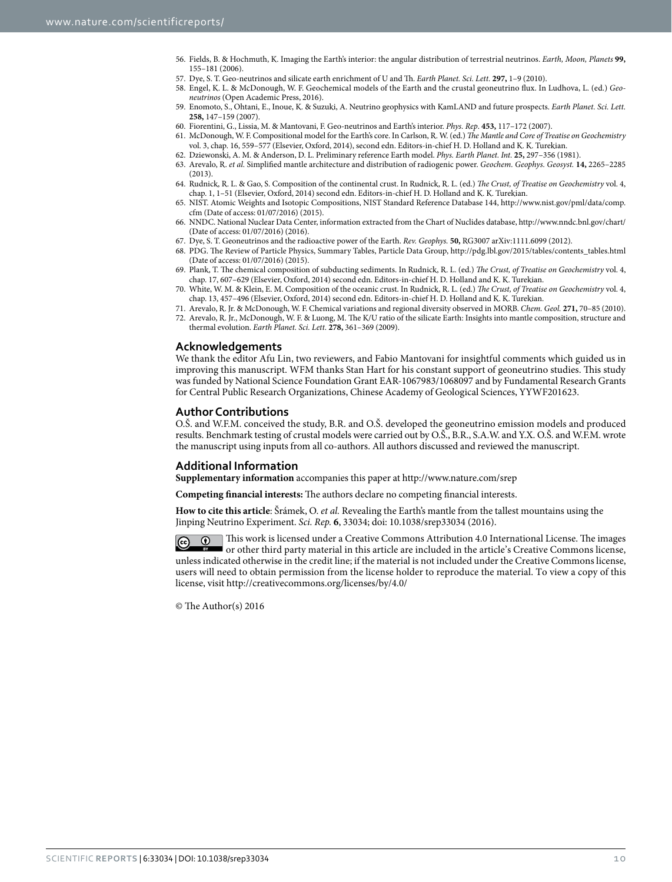56. Fields, B. & Hochmuth, K. Imaging the Earth's interior: the angular distribution of terrestrial neutrinos. *Earth, Moon, Planets* **99,** 155–181 (2006).
57. Dye, S. T. Geo-neutrinos and silicate earth enrichment of U and Th. *Earth Planet. Sci. Lett.* **297,** 1–9 (2010).
58. Engel, K. L. & McDonough, W. F. Geochemical models of the Earth and the crustal geoneutrino flux. In Ludhova, L. (ed.) *Geoneutrinos* (Open Academic Press, 2016).
59. Enomoto, S., Ohtani, E., Inoue, K. & Suzuki, A. Neutrino geophysics with KamLAND and future prospects. *Earth Planet. Sci. Lett.* **258,** 147–159 (2007).
60. Fiorentini, G., Lissia, M. & Mantovani, F. Geo-neutrinos and Earth's interior. *Phys. Rep*. **453,** 117–172 (2007).
61. McDonough, W. F. Compositional model for the Earth's core. In Carlson, R. W. (ed.) *The Mantle and Core of Treatise on Geochemistry* vol. 3, chap. 16, 559–577 (Elsevier, Oxford, 2014), second edn. Editors-in-chief H. D. Holland and K. K. Turekian.
62. Dziewonski, A. M. & Anderson, D. L. Preliminary reference Earth model. *Phys. Earth Planet. Int.* **25,** 297–356 (1981).
63. Arevalo, R. *et al.* Simplified mantle architecture and distribution of radiogenic power. *Geochem. Geophys. Geosyst.* **14,** 2265–2285 (2013).
64. Rudnick, R. L. & Gao, S. Composition of the continental crust. In Rudnick, R. L. (ed.) *The Crust, of Treatise on Geochemistry* vol. 4, chap. 1, 1–51 (Elsevier, Oxford, 2014) second edn. Editors-in-chief H. D. Holland and K. K. Turekian.
65. NIST. Atomic Weights and Isotopic Compositions, NIST Standard Reference Database 144, http://www.nist.gov/pml/data/comp.cfm (Date of access: 01/07/2016) (2015).
66. NNDC. National Nuclear Data Center, information extracted from the Chart of Nuclides database, http://www.nndc.bnl.gov/chart/ (Date of access: 01/07/2016) (2016).
67. Dye, S. T. Geoneutrinos and the radioactive power of the Earth. *Rev. Geophys.* **50,** RG3007 arXiv:1111.6099 (2012).
68. PDG. The Review of Particle Physics, Summary Tables, Particle Data Group, http://pdg.lbl.gov/2015/tables/contents_tables.html (Date of access: 01/07/2016) (2015).
69. Plank, T. The chemical composition of subducting sediments. In Rudnick, R. L. (ed.) *The Crust, of Treatise on Geochemistry* vol. 4, chap. 17, 607–629 (Elsevier, Oxford, 2014) second edn. Editors-in-chief H. D. Holland and K. K. Turekian.
70. White, W. M. & Klein, E. M. Composition of the oceanic crust. In Rudnick, R. L. (ed.) *The Crust, of Treatise on Geochemistry* vol. 4, chap. 13, 457–496 (Elsevier, Oxford, 2014) second edn. Editors-in-chief H. D. Holland and K. K. Turekian.
71. Arevalo, R. Jr. & McDonough, W. F. Chemical variations and regional diversity observed in MORB. *Chem. Geol.* **271,** 70–85 (2010).
72. Arevalo, R. Jr., McDonough, W. F. & Luong, M. The K/U ratio of the silicate Earth: Insights into mantle composition, structure and thermal evolution. *Earth Planet. Sci. Lett.* **278,** 361–369 (2009).

## Acknowledgements

We thank the editor Afu Lin, two reviewers, and Fabio Mantovani for insightful comments which guided us in improving this manuscript. WFM thanks Stan Hart for his constant support of geoneutrino studies. This study was funded by National Science Foundation Grant EAR-1067983/1068097 and by Fundamental Research Grants for Central Public Research Organizations, Chinese Academy of Geological Sciences, YYWF201623.

## Author Contributions

O.Š. and W.F.M. conceived the study, B.R. and O.Š. developed the geoneutrino emission models and produced results. Benchmark testing of crustal models were carried out by O.Š., B.R., S.A.W. and Y.X. O.Š. and W.F.M. wrote the manuscript using inputs from all co-authors. All authors discussed and reviewed the manuscript.

## Additional Information

**Supplementary information** accompanies this paper at http://www.nature.com/srep

**Competing financial interests:** The authors declare no competing financial interests.

**How to cite this article**: Šrámek, O. *et al.* Revealing the Earth's mantle from the tallest mountains using the Jinping Neutrino Experiment. *Sci. Rep.* **6**, 33034; doi: 10.1038/srep33034 (2016).

This work is licensed under a Creative Commons Attribution 4.0 International License. The images or other third party material in this article are included in the article's Creative Commons license, unless indicated otherwise in the credit line; if the material is not included under the Creative Commons license, users will need to obtain permission from the license holder to reproduce the material. To view a copy of this license, visit http://creativecommons.org/licenses/by/4.0/

© The Author(s) 2016